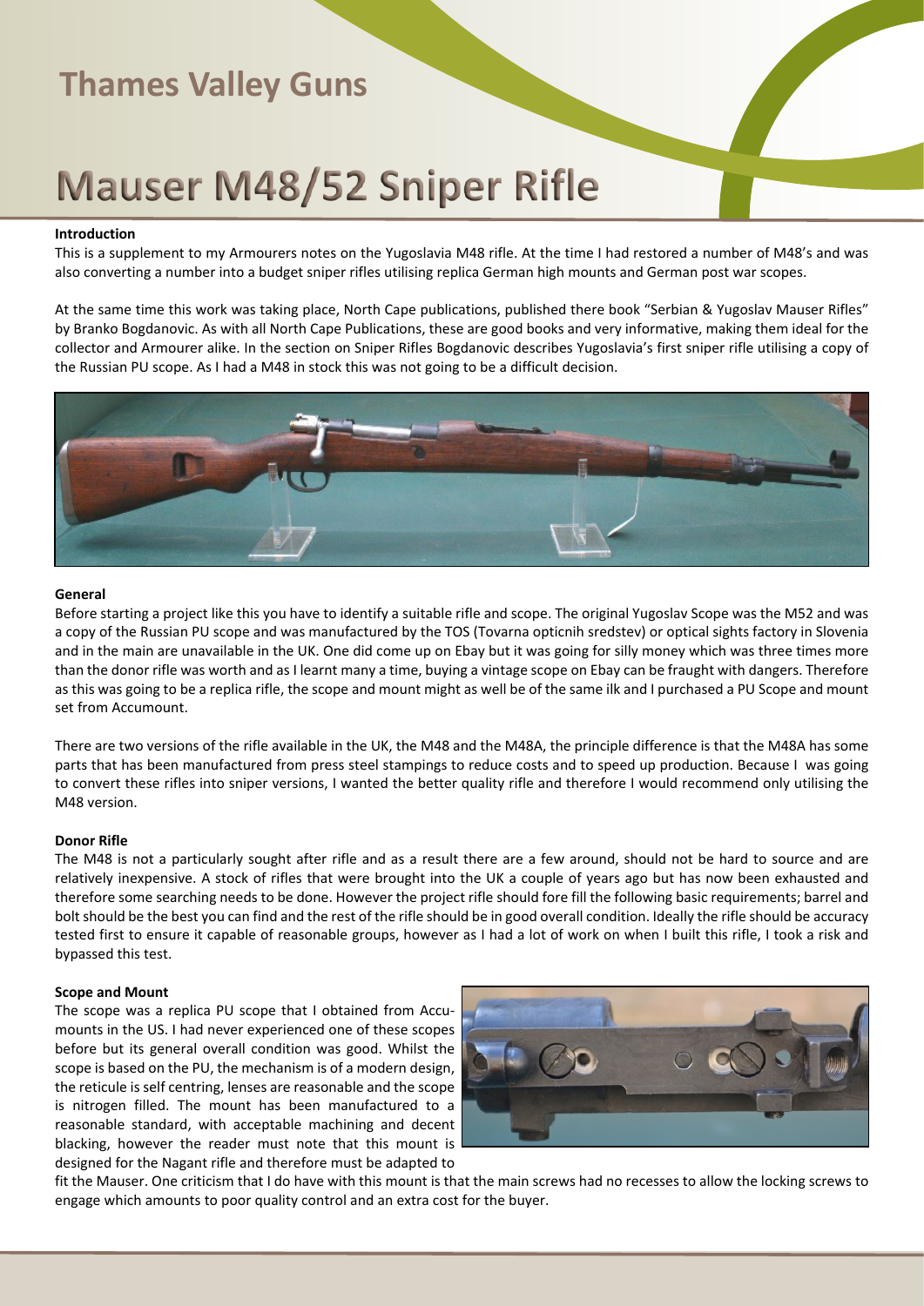# Thames Valley Guns

# Mauser M48/52 Sniper Rifle

**Introduction**

This is a supplement to my Armourers notes on the Yugoslavia M48 rifle. At the time I had restored a number of M48's and was also converting a number into a budget sniper rifles utilising replica German high mounts and German post war scopes.

At the same time this work was taking place, North Cape publications, published there book "Serbian & Yugoslav Mauser Rifles" by Branko Bogdanovic. As with all North Cape Publications, these are good books and very informative, making them ideal for the collector and Armourer alike. In the section on Sniper Rifles Bogdanovic describes Yugoslavia's first sniper rifle utilising a copy of the Russian PU scope. As I had a M48 in stock this was not going to be a difficult decision.

**General**

Before starting a project like this you have to identify a suitable rifle and scope. The original Yugoslav Scope was the M52 and was a copy of the Russian PU scope and was manufactured by the TOS (Tovarna opticnih sredstev) or optical sights factory in Slovenia and in the main are unavailable in the UK. One did come up on Ebay but it was going for silly money which was three times more than the donor rifle was worth and as I learnt many a time, buying a vintage scope on Ebay can be fraught with dangers. Therefore as this was going to be a replica rifle, the scope and mount might as well be of the same ilk and I purchased a PU Scope and mount set from Accumount.

There are two versions of the rifle available in the UK, the M48 and the M48A, the principle difference is that the M48A has some parts that has been manufactured from press steel stampings to reduce costs and to speed up production. Because I was going to convert these rifles into sniper versions, I wanted the better quality rifle and therefore I would recommend only utilising the M48 version.

**Donor Rifle**

The M48 is not a particularly sought after rifle and as a result there are a few around, should not be hard to source and are relatively inexpensive. A stock of rifles that were brought into the UK a couple of years ago but has now been exhausted and therefore some searching needs to be done. However the project rifle should fore fill the following basic requirements; barrel and bolt should be the best you can find and the rest of the rifle should be in good overall condition. Ideally the rifle should be accuracy tested first to ensure it capable of reasonable groups, however as I had a lot of work on when I built this rifle, I took a risk and bypassed this test.

**Scope and Mount**

The scope was a replica PU scope that I obtained from Accu-mounts in the US. I had never experienced one of these scopes before but its general overall condition was good. Whilst the scope is based on the PU, the mechanism is of a modern design, the reticule is self centring, lenses are reasonable and the scope is nitrogen filled. The mount has been manufactured to a reasonable standard, with acceptable machining and decent blacking, however the reader must note that this mount is designed for the Nagant rifle and therefore must be adapted to fit the Mauser. One criticism that I do have with this mount is that the main screws had no recesses to allow the locking screws to engage which amounts to poor quality control and an extra cost for the buyer.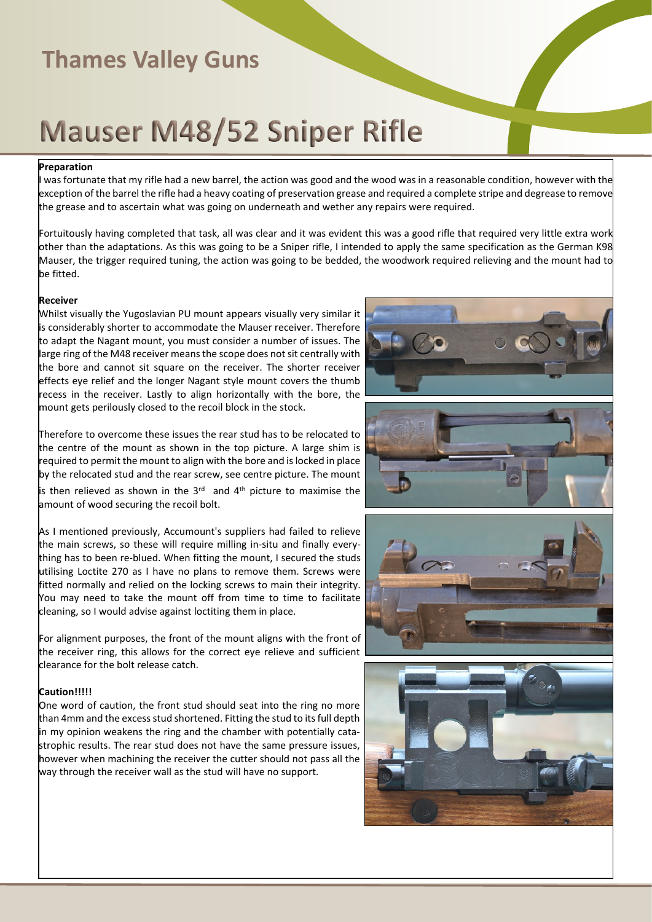# Thames Valley Guns

# Mauser M48/52 Sniper Rifle

**Preparation**

I was fortunate that my rifle had a new barrel, the action was good and the wood was in a reasonable condition, however with the exception of the barrel the rifle had a heavy coating of preservation grease and required a complete stripe and degrease to remove the grease and to ascertain what was going on underneath and wether any repairs were required.

Fortuitously having completed that task, all was clear and it was evident this was a good rifle that required very little extra work other than the adaptations. As this was going to be a Sniper rifle, I intended to apply the same specification as the German K98 Mauser, the trigger required tuning, the action was going to be bedded, the woodwork required relieving and the mount had to be fitted.

**Receiver**

Whilst visually the Yugoslavian PU mount appears visually very similar it is considerably shorter to accommodate the Mauser receiver. Therefore to adapt the Nagant mount, you must consider a number of issues. The large ring of the M48 receiver means the scope does not sit centrally with the bore and cannot sit square on the receiver. The shorter receiver effects eye relief and the longer Nagant style mount covers the thumb recess in the receiver. Lastly to align horizontally with the bore, the mount gets perilously closed to the recoil block in the stock.

Therefore to overcome these issues the rear stud has to be relocated to the centre of the mount as shown in the top picture. A large shim is required to permit the mount to align with the bore and is locked in place by the relocated stud and the rear screw, see centre picture. The mount is then relieved as shown in the 3rd and 4th picture to maximise the amount of wood securing the recoil bolt.

As I mentioned previously, Accumount's suppliers had failed to relieve the main screws, so these will require milling in-situ and finally everything has to been re-blued. When fitting the mount, I secured the studs utilising Loctite 270 as I have no plans to remove them. Screws were fitted normally and relied on the locking screws to main their integrity. You may need to take the mount off from time to time to facilitate cleaning, so I would advise against loctiting them in place.

For alignment purposes, the front of the mount aligns with the front of the receiver ring, this allows for the correct eye relieve and sufficient clearance for the bolt release catch.

**Caution!!!!!**

One word of caution, the front stud should seat into the ring no more than 4mm and the excess stud shortened. Fitting the stud to its full depth in my opinion weakens the ring and the chamber with potentially catastrophic results. The rear stud does not have the same pressure issues, however when machining the receiver the cutter should not pass all the way through the receiver wall as the stud will have no support.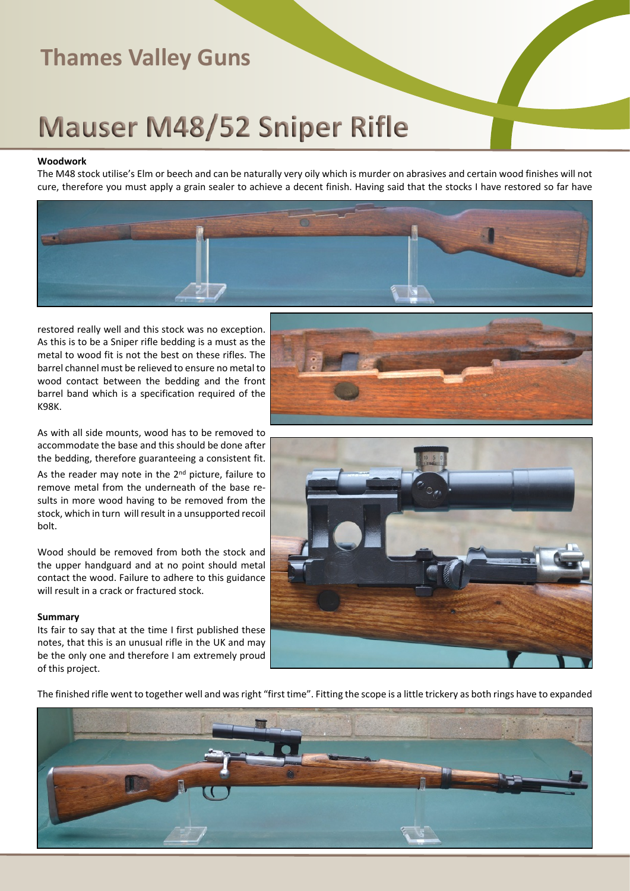# Mauser M48/52 Sniper Rifle

**Woodwork**

The M48 stock utilise's Elm or beech and can be naturally very oily which is murder on abrasives and certain wood finishes will not cure, therefore you must apply a grain sealer to achieve a decent finish. Having said that the stocks I have restored so far have restored really well and this stock was no exception. As this is to be a Sniper rifle bedding is a must as the metal to wood fit is not the best on these rifles. The barrel channel must be relieved to ensure no metal to wood contact between the bedding and the front barrel band which is a specification required of the K98K.

As with all side mounts, wood has to be removed to accommodate the base and this should be done after the bedding, therefore guaranteeing a consistent fit. As the reader may note in the 2nd picture, failure to remove metal from the underneath of the base results in more wood having to be removed from the stock, which in turn will result in a unsupported recoil bolt.

Wood should be removed from both the stock and the upper handguard and at no point should metal contact the wood. Failure to adhere to this guidance will result in a crack or fractured stock.

**Summary**

Its fair to say that at the time I first published these notes, that this is an unusual rifle in the UK and may be the only one and therefore I am extremely proud of this project.

The finished rifle went to together well and was right "first time". Fitting the scope is a little trickery as both rings have to expanded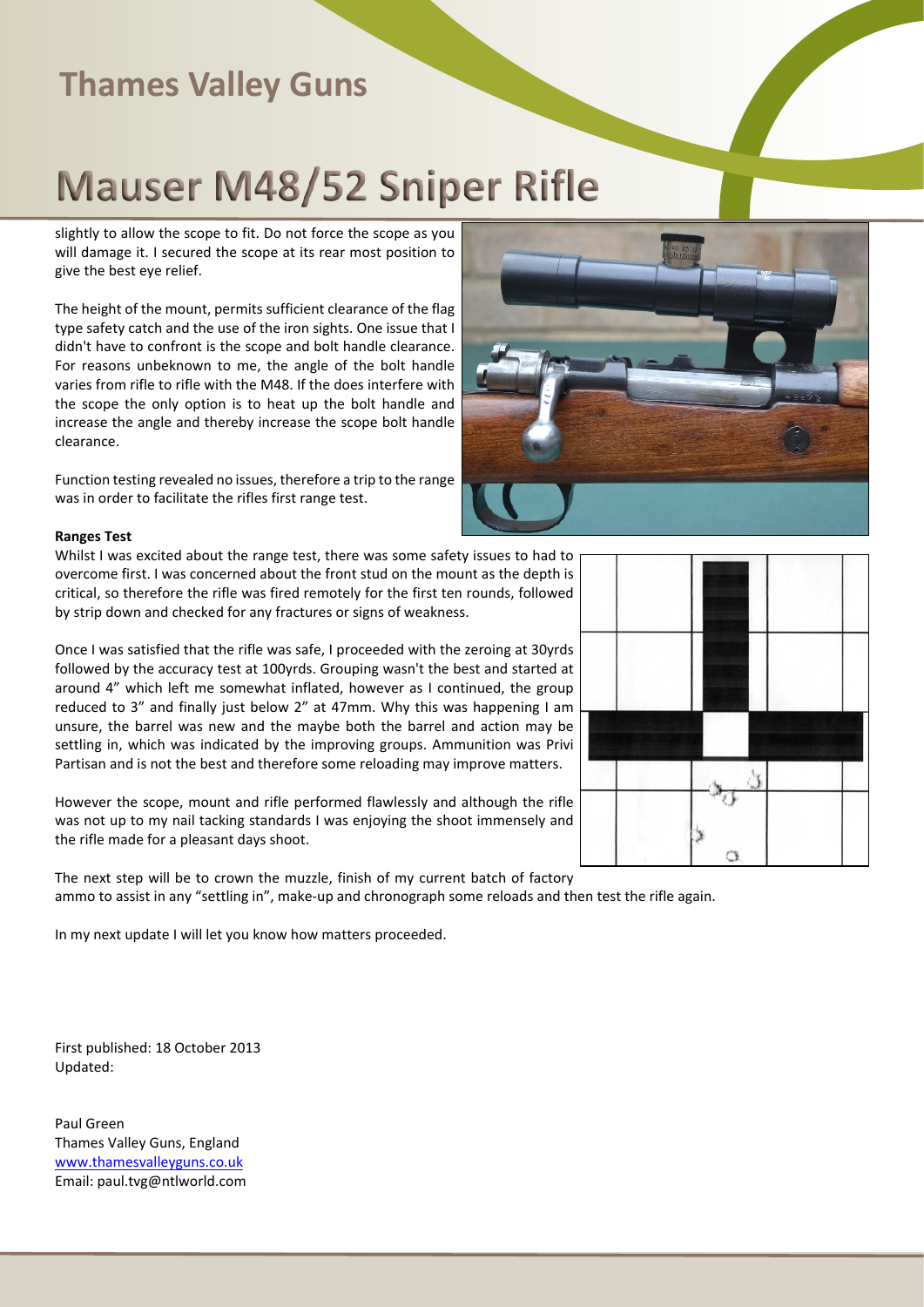# Mauser M48/52 Sniper Rifle

slightly to allow the scope to fit. Do not force the scope as you will damage it. I secured the scope at its rear most position to give the best eye relief.

The height of the mount, permits sufficient clearance of the flag type safety catch and the use of the iron sights. One issue that I didn't have to confront is the scope and bolt handle clearance. For reasons unbeknown to me, the angle of the bolt handle varies from rifle to rifle with the M48. If the does interfere with the scope the only option is to heat up the bolt handle and increase the angle and thereby increase the scope bolt handle clearance.

Function testing revealed no issues, therefore a trip to the range was in order to facilitate the rifles first range test.

**Ranges Test**

Whilst I was excited about the range test, there was some safety issues to had to overcome first. I was concerned about the front stud on the mount as the depth is critical, so therefore the rifle was fired remotely for the first ten rounds, followed by strip down and checked for any fractures or signs of weakness.

Once I was satisfied that the rifle was safe, I proceeded with the zeroing at 30yrds followed by the accuracy test at 100yrds. Grouping wasn't the best and started at around 4" which left me somewhat inflated, however as I continued, the group reduced to 3" and finally just below 2" at 47mm. Why this was happening I am unsure, the barrel was new and the maybe both the barrel and action may be settling in, which was indicated by the improving groups. Ammunition was Privi Partisan and is not the best and therefore some reloading may improve matters.

However the scope, mount and rifle performed flawlessly and although the rifle was not up to my nail tacking standards I was enjoying the shoot immensely and the rifle made for a pleasant days shoot.

The next step will be to crown the muzzle, finish of my current batch of factory ammo to assist in any "settling in", make-up and chronograph some reloads and then test the rifle again.

In my next update I will let you know how matters proceeded.

First published: 18 October 2013
Updated:

Paul Green
Thames Valley Guns, England
www.thamesvalleyguns.co.uk
Email: paul.tvg@ntlworld.com